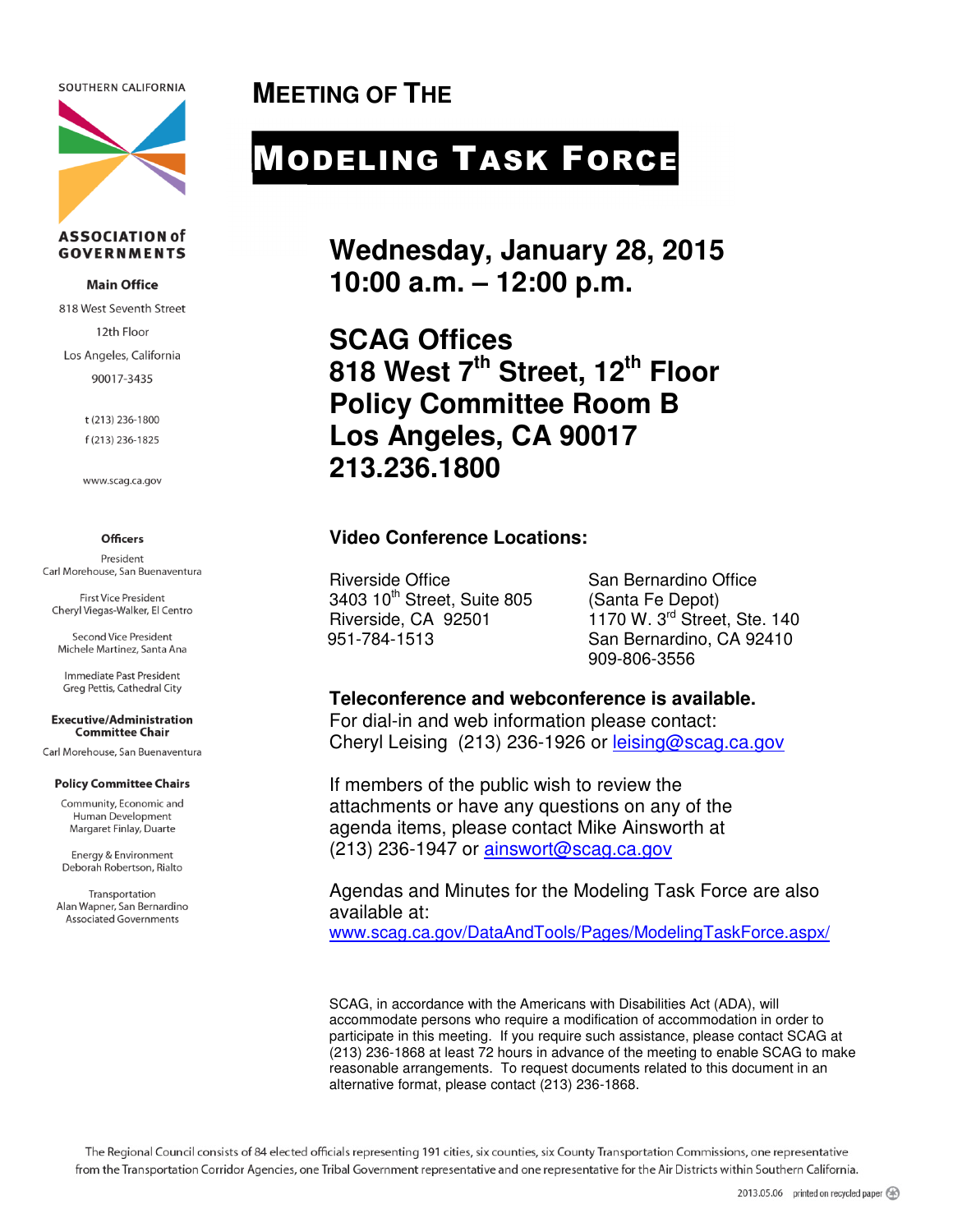SOUTHERN CALIFORNIA

**ASSOCIATION of GOVERNMENTS**

**Main Office**

818 West Seventh Street

12th Floor

Los Angeles, California

90017-3435

t (213) 236-1800

f (213) 236-1825

www.scag.ca.gov

**Officers**

President
Carl Morehouse, San Buenaventura

First Vice President
Cheryl Viegas-Walker, El Centro

Second Vice President
Michele Martinez, Santa Ana

Immediate Past President
Greg Pettis, Cathedral City

**Executive/Administration Committee Chair**

Carl Morehouse, San Buenaventura

**Policy Committee Chairs**

Community, Economic and Human Development
Margaret Finlay, Duarte

Energy & Environment
Deborah Robertson, Rialto

Transportation
Alan Wapner, San Bernardino Associated Governments

# MEETING OF THE

# MODELING TASK FORCE

**Wednesday, January 28, 2015**
**10:00 a.m. – 12:00 p.m.**

**SCAG Offices**
**818 West 7th Street, 12th Floor**
**Policy Committee Room B**
**Los Angeles, CA 90017**
**213.236.1800**

**Video Conference Locations:**

Riverside Office
3403 10th Street, Suite 805
Riverside, CA 92501
951-784-1513

San Bernardino Office
(Santa Fe Depot)
1170 W. 3rd Street, Ste. 140
San Bernardino, CA 92410
909-806-3556

**Teleconference and webconference is available.**
For dial-in and web information please contact:
Cheryl Leising (213) 236-1926 or leising@scag.ca.gov

If members of the public wish to review the attachments or have any questions on any of the agenda items, please contact Mike Ainsworth at (213) 236-1947 or ainswort@scag.ca.gov

Agendas and Minutes for the Modeling Task Force are also available at:
www.scag.ca.gov/DataAndTools/Pages/ModelingTaskForce.aspx/

SCAG, in accordance with the Americans with Disabilities Act (ADA), will accommodate persons who require a modification of accommodation in order to participate in this meeting. If you require such assistance, please contact SCAG at (213) 236-1868 at least 72 hours in advance of the meeting to enable SCAG to make reasonable arrangements. To request documents related to this document in an alternative format, please contact (213) 236-1868.

The Regional Council consists of 84 elected officials representing 191 cities, six counties, six County Transportation Commissions, one representative from the Transportation Corridor Agencies, one Tribal Government representative and one representative for the Air Districts within Southern California.

2013.05.06 printed on recycled paper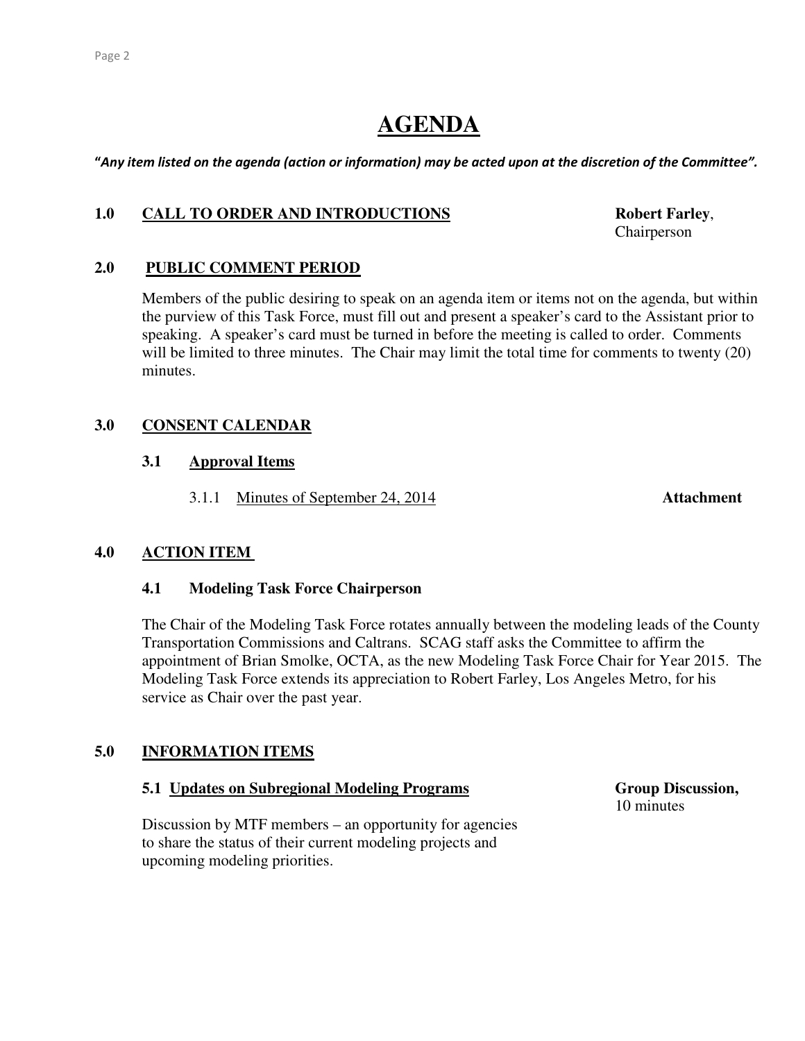# AGENDA

***"Any item listed on the agenda (action or information) may be acted upon at the discretion of the Committee".***

## 1.0 CALL TO ORDER AND INTRODUCTIONS

**Robert Farley**, Chairperson

## 2.0 PUBLIC COMMENT PERIOD

Members of the public desiring to speak on an agenda item or items not on the agenda, but within the purview of this Task Force, must fill out and present a speaker's card to the Assistant prior to speaking. A speaker's card must be turned in before the meeting is called to order. Comments will be limited to three minutes. The Chair may limit the total time for comments to twenty (20) minutes.

## 3.0 CONSENT CALENDAR

### 3.1 Approval Items

3.1.1 Minutes of September 24, 2014 — **Attachment**

## 4.0 ACTION ITEM

### 4.1 Modeling Task Force Chairperson

The Chair of the Modeling Task Force rotates annually between the modeling leads of the County Transportation Commissions and Caltrans. SCAG staff asks the Committee to affirm the appointment of Brian Smolke, OCTA, as the new Modeling Task Force Chair for Year 2015. The Modeling Task Force extends its appreciation to Robert Farley, Los Angeles Metro, for his service as Chair over the past year.

## 5.0 INFORMATION ITEMS

### 5.1 Updates on Subregional Modeling Programs

**Group Discussion,** 10 minutes

Discussion by MTF members – an opportunity for agencies to share the status of their current modeling projects and upcoming modeling priorities.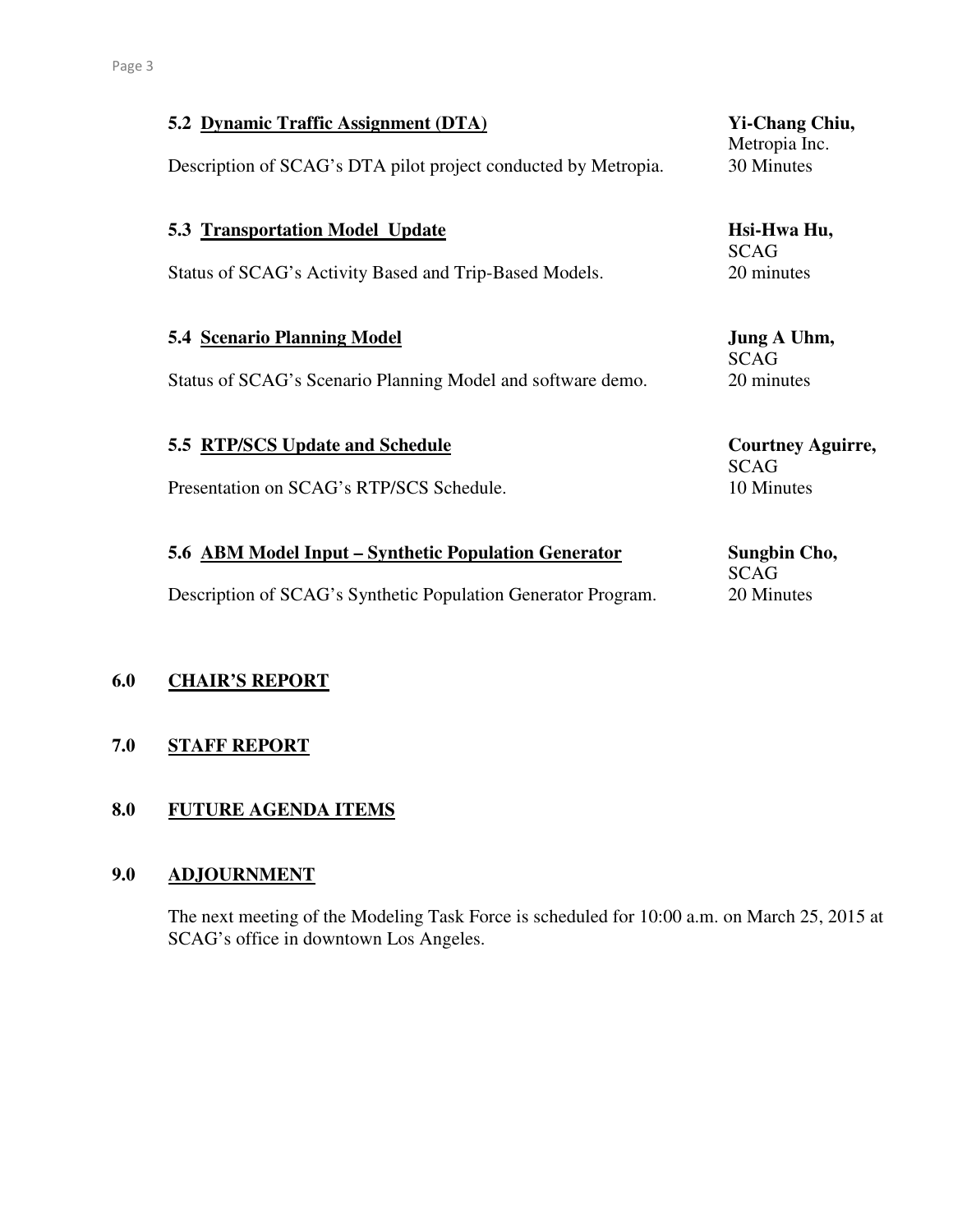**5.2 Dynamic Traffic Assignment (DTA)**

**Yi-Chang Chiu,**
Metropia Inc.

Description of SCAG's DTA pilot project conducted by Metropia.

30 Minutes

**5.3 Transportation Model Update**

**Hsi-Hwa Hu,**
SCAG

Status of SCAG's Activity Based and Trip-Based Models.

20 minutes

**5.4 Scenario Planning Model**

**Jung A Uhm,**
SCAG

Status of SCAG's Scenario Planning Model and software demo.

20 minutes

**5.5 RTP/SCS Update and Schedule**

**Courtney Aguirre,**
SCAG

Presentation on SCAG's RTP/SCS Schedule.

10 Minutes

**5.6 ABM Model Input – Synthetic Population Generator**

**Sungbin Cho,**
SCAG

Description of SCAG's Synthetic Population Generator Program.

20 Minutes

## 6.0 CHAIR'S REPORT

## 7.0 STAFF REPORT

## 8.0 FUTURE AGENDA ITEMS

## 9.0 ADJOURNMENT

The next meeting of the Modeling Task Force is scheduled for 10:00 a.m. on March 25, 2015 at SCAG's office in downtown Los Angeles.